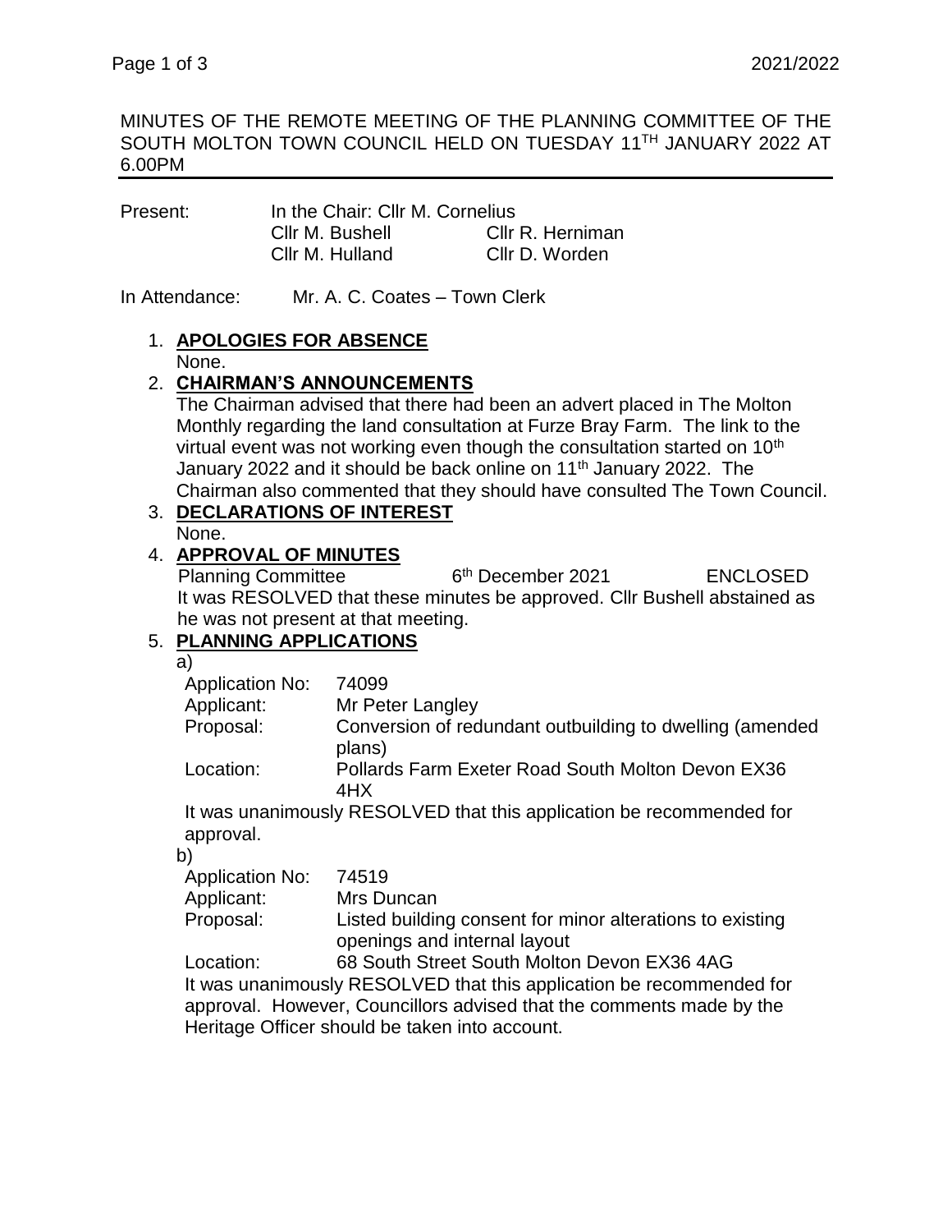MINUTES OF THE REMOTE MEETING OF THE PLANNING COMMITTEE OF THE SOUTH MOLTON TOWN COUNCIL HELD ON TUESDAY 11TH JANUARY 2022 AT 6.00PM

| Present: | In the Chair: Cllr M. Cornelius | |
|---|---|---|
| | Cllr M. Bushell | Cllr R. Herniman |
| | Cllr M. Hulland | Cllr D. Worden |

In Attendance: Mr. A. C. Coates – Town Clerk

1. **APOLOGIES FOR ABSENCE**
   None.
2. **CHAIRMAN'S ANNOUNCEMENTS**
   The Chairman advised that there had been an advert placed in The Molton Monthly regarding the land consultation at Furze Bray Farm. The link to the virtual event was not working even though the consultation started on 10th January 2022 and it should be back online on 11th January 2022. The Chairman also commented that they should have consulted The Town Council.
3. **DECLARATIONS OF INTEREST**
   None.
4. **APPROVAL OF MINUTES**
   Planning Committee 6th December 2021 ENCLOSED
   It was RESOLVED that these minutes be approved. Cllr Bushell abstained as he was not present at that meeting.
5. **PLANNING APPLICATIONS**

   a)

   | | |
   |---|---|
   | Application No: | 74099 |
   | Applicant: | Mr Peter Langley |
   | Proposal: | Conversion of redundant outbuilding to dwelling (amended plans) |
   | Location: | Pollards Farm Exeter Road South Molton Devon EX36 4HX |

   It was unanimously RESOLVED that this application be recommended for approval.

   b)

   | | |
   |---|---|
   | Application No: | 74519 |
   | Applicant: | Mrs Duncan |
   | Proposal: | Listed building consent for minor alterations to existing openings and internal layout |
   | Location: | 68 South Street South Molton Devon EX36 4AG |

   It was unanimously RESOLVED that this application be recommended for approval. However, Councillors advised that the comments made by the Heritage Officer should be taken into account.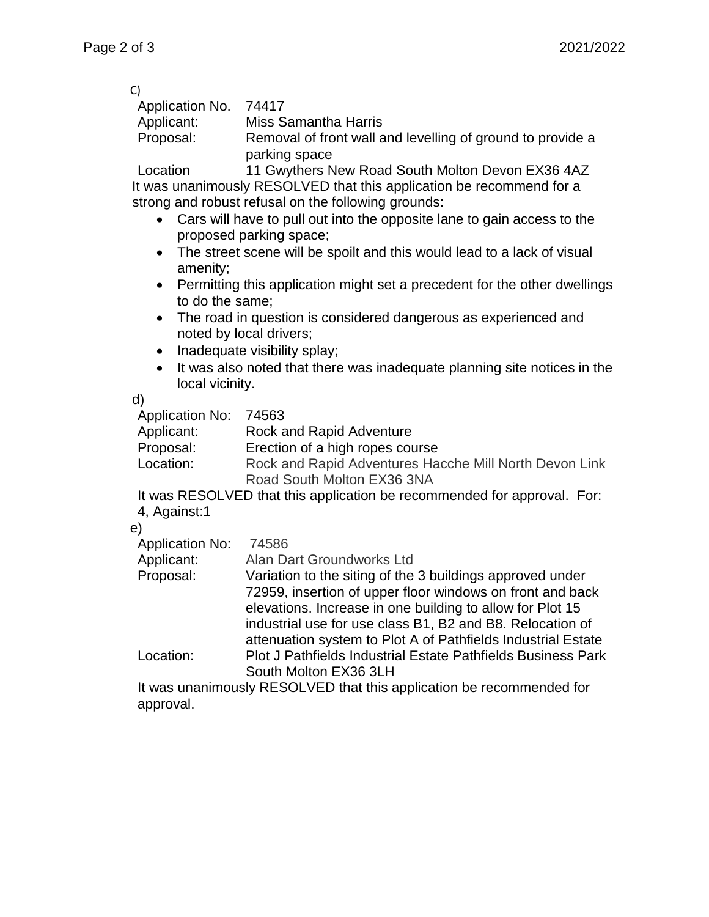c)

Application No. 74417
Applicant: Miss Samantha Harris
Proposal: Removal of front wall and levelling of ground to provide a parking space
Location 11 Gwythers New Road South Molton Devon EX36 4AZ

It was unanimously RESOLVED that this application be recommend for a strong and robust refusal on the following grounds:

- Cars will have to pull out into the opposite lane to gain access to the proposed parking space;
- The street scene will be spoilt and this would lead to a lack of visual amenity;
- Permitting this application might set a precedent for the other dwellings to do the same;
- The road in question is considered dangerous as experienced and noted by local drivers;
- Inadequate visibility splay;
- It was also noted that there was inadequate planning site notices in the local vicinity.

d)

Application No: 74563
Applicant: Rock and Rapid Adventure
Proposal: Erection of a high ropes course
Location: Rock and Rapid Adventures Hacche Mill North Devon Link Road South Molton EX36 3NA

It was RESOLVED that this application be recommended for approval. For: 4, Against:1

e)

Application No: 74586
Applicant: Alan Dart Groundworks Ltd
Proposal: Variation to the siting of the 3 buildings approved under 72959, insertion of upper floor windows on front and back elevations. Increase in one building to allow for Plot 15 industrial use for use class B1, B2 and B8. Relocation of attenuation system to Plot A of Pathfields Industrial Estate
Location: Plot J Pathfields Industrial Estate Pathfields Business Park South Molton EX36 3LH

It was unanimously RESOLVED that this application be recommended for approval.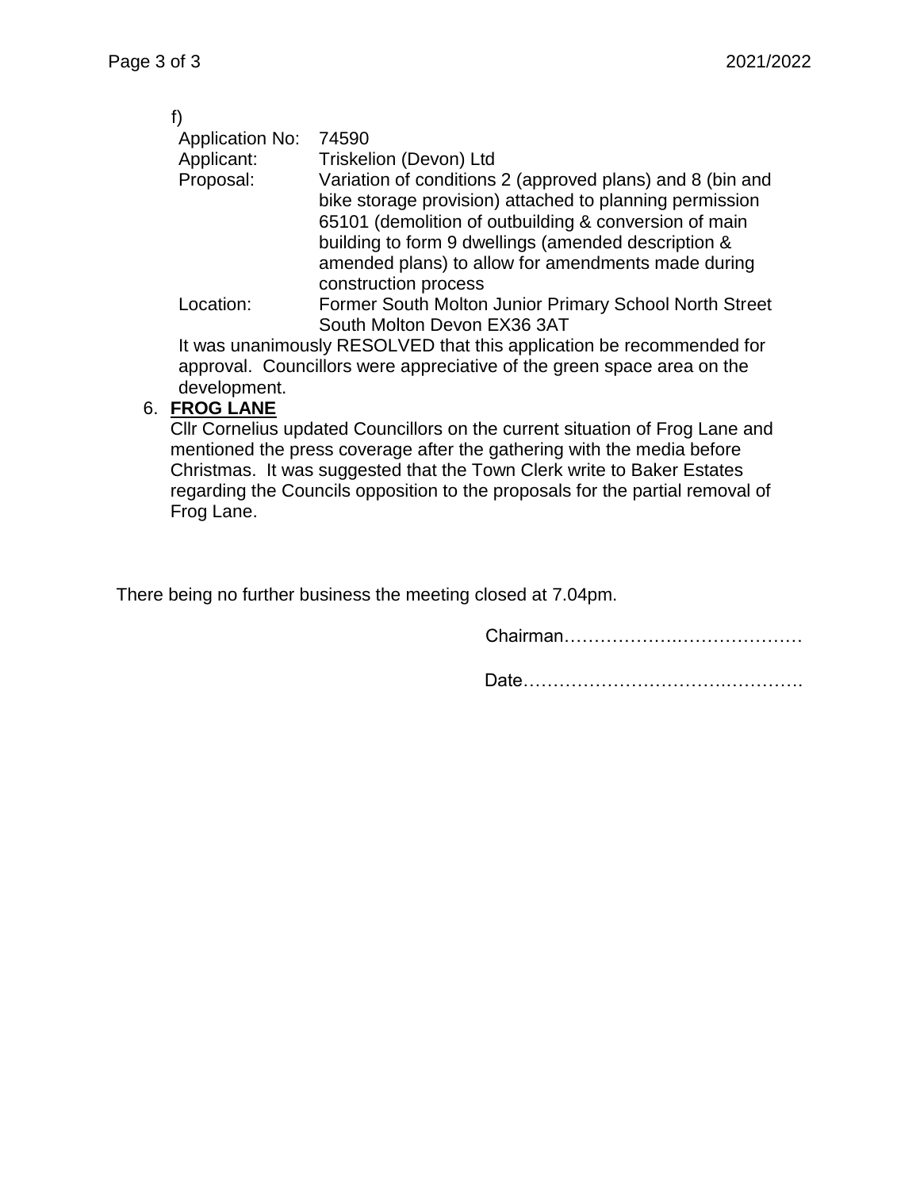f)

| | |
|---|---|
| Application No: | 74590 |
| Applicant: | Triskelion (Devon) Ltd |
| Proposal: | Variation of conditions 2 (approved plans) and 8 (bin and bike storage provision) attached to planning permission 65101 (demolition of outbuilding & conversion of main building to form 9 dwellings (amended description & amended plans) to allow for amendments made during construction process |
| Location: | Former South Molton Junior Primary School North Street South Molton Devon EX36 3AT |

It was unanimously RESOLVED that this application be recommended for approval. Councillors were appreciative of the green space area on the development.

6. **FROG LANE**

Cllr Cornelius updated Councillors on the current situation of Frog Lane and mentioned the press coverage after the gathering with the media before Christmas. It was suggested that the Town Clerk write to Baker Estates regarding the Councils opposition to the proposals for the partial removal of Frog Lane.

There being no further business the meeting closed at 7.04pm.

Chairman…………………………………

Date………………………………………